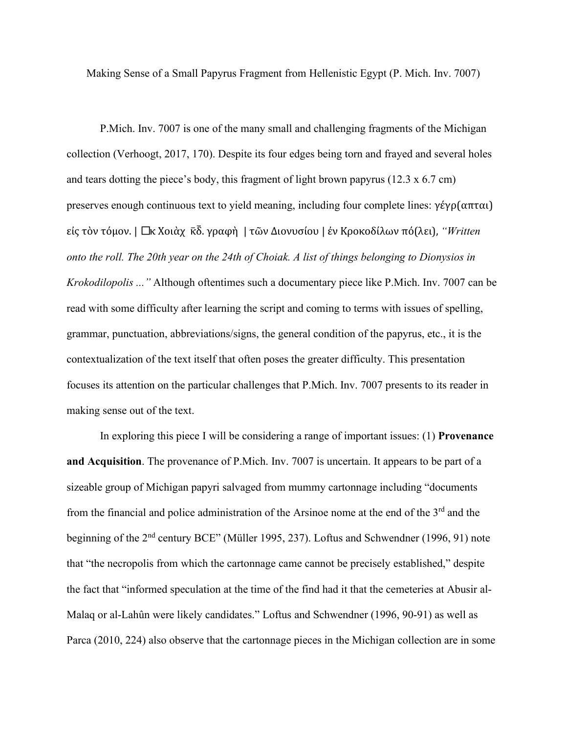Making Sense of a Small Papyrus Fragment from Hellenistic Egypt (P. Mich. Inv. 7007)

P.Mich. Inv. 7007 is one of the many small and challenging fragments of the Michigan collection (Verhoogt, 2017, 170). Despite its four edges being torn and frayed and several holes and tears dotting the piece's body, this fragment of light brown papyrus (12.3 x 6.7 cm) preserves enough continuous text to yield meaning, including four complete lines: γέγρ(απται) είς τὸν τόμον. | □κ Χοιὰχ κ̄δ̄. γραφὴ | τῶν Διονυσίου | ἐν Κροκοδίλων πό(λει), *"Written onto the roll. The 20th year on the 24th of Choiak. A list of things belonging to Dionysios in Krokodilopolis ..."* Although oftentimes such a documentary piece like P.Mich. Inv. 7007 can be read with some difficulty after learning the script and coming to terms with issues of spelling, grammar, punctuation, abbreviations/signs, the general condition of the papyrus, etc., it is the contextualization of the text itself that often poses the greater difficulty. This presentation focuses its attention on the particular challenges that P.Mich. Inv. 7007 presents to its reader in making sense out of the text.

In exploring this piece I will be considering a range of important issues: (1) **Provenance and Acquisition**. The provenance of P.Mich. Inv. 7007 is uncertain. It appears to be part of a sizeable group of Michigan papyri salvaged from mummy cartonnage including "documents from the financial and police administration of the Arsinoe nome at the end of the 3rd and the beginning of the 2nd century BCE" (Müller 1995, 237). Loftus and Schwendner (1996, 91) note that "the necropolis from which the cartonnage came cannot be precisely established," despite the fact that "informed speculation at the time of the find had it that the cemeteries at Abusir al-Malaq or al-Lahûn were likely candidates." Loftus and Schwendner (1996, 90-91) as well as Parca (2010, 224) also observe that the cartonnage pieces in the Michigan collection are in some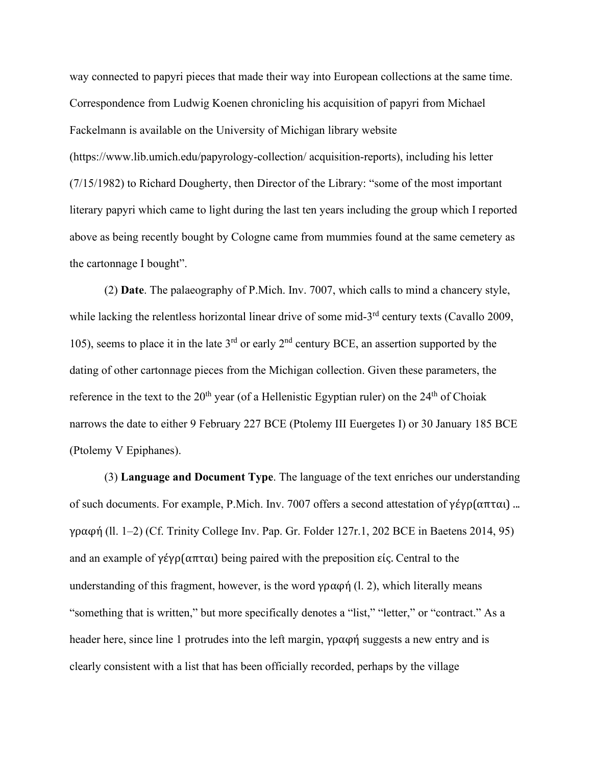way connected to papyri pieces that made their way into European collections at the same time. Correspondence from Ludwig Koenen chronicling his acquisition of papyri from Michael Fackelmann is available on the University of Michigan library website (https://www.lib.umich.edu/papyrology-collection/ acquisition-reports), including his letter (7/15/1982) to Richard Dougherty, then Director of the Library: "some of the most important literary papyri which came to light during the last ten years including the group which I reported above as being recently bought by Cologne came from mummies found at the same cemetery as the cartonnage I bought".

(2) **Date**. The palaeography of P.Mich. Inv. 7007, which calls to mind a chancery style, while lacking the relentless horizontal linear drive of some mid-3rd century texts (Cavallo 2009, 105), seems to place it in the late 3rd or early 2nd century BCE, an assertion supported by the dating of other cartonnage pieces from the Michigan collection. Given these parameters, the reference in the text to the 20th year (of a Hellenistic Egyptian ruler) on the 24th of Choiak narrows the date to either 9 February 227 BCE (Ptolemy III Euergetes I) or 30 January 185 BCE (Ptolemy V Epiphanes).

(3) **Language and Document Type**. The language of the text enriches our understanding of such documents. For example, P.Mich. Inv. 7007 offers a second attestation of γέγρ(απται) … γραφή (ll. 1–2) (Cf. Trinity College Inv. Pap. Gr. Folder 127r.1, 202 BCE in Baetens 2014, 95) and an example of γέγρ(απται) being paired with the preposition εἱς. Central to the understanding of this fragment, however, is the word γραφή (l. 2), which literally means "something that is written," but more specifically denotes a "list," "letter," or "contract." As a header here, since line 1 protrudes into the left margin, γραφή suggests a new entry and is clearly consistent with a list that has been officially recorded, perhaps by the village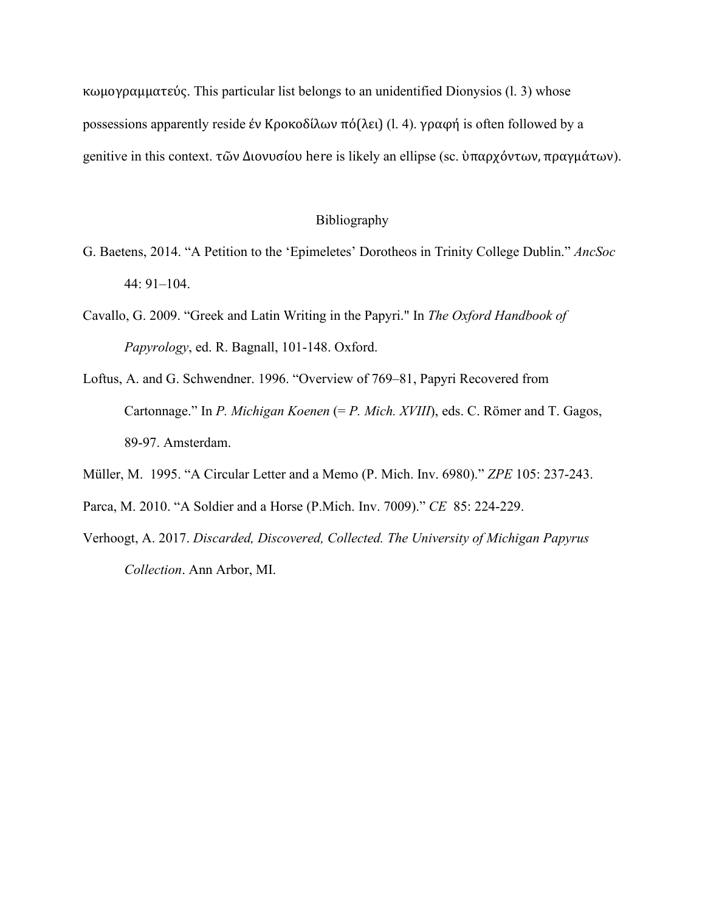κωμογραμματεύς. This particular list belongs to an unidentified Dionysios (l. 3) whose possessions apparently reside ἐν Κροκοδίλων πό(λει) (l. 4). γραφή is often followed by a genitive in this context. τῶν Διονυσίου here is likely an ellipse (sc. ὑπαρχόντων, πραγμάτων).

## Bibliography

G. Baetens, 2014. "A Petition to the 'Epimeletes' Dorotheos in Trinity College Dublin." *AncSoc* 44: 91–104.

Cavallo, G. 2009. "Greek and Latin Writing in the Papyri." In *The Oxford Handbook of Papyrology*, ed. R. Bagnall, 101-148. Oxford.

Loftus, A. and G. Schwendner. 1996. "Overview of 769–81, Papyri Recovered from Cartonnage." In *P. Michigan Koenen* (= *P. Mich. XVIII*), eds. C. Römer and T. Gagos, 89-97. Amsterdam.

Müller, M. 1995. "A Circular Letter and a Memo (P. Mich. Inv. 6980)." *ZPE* 105: 237-243.

Parca, M. 2010. "A Soldier and a Horse (P.Mich. Inv. 7009)." *CE* 85: 224-229.

Verhoogt, A. 2017. *Discarded, Discovered, Collected. The University of Michigan Papyrus Collection*. Ann Arbor, MI.